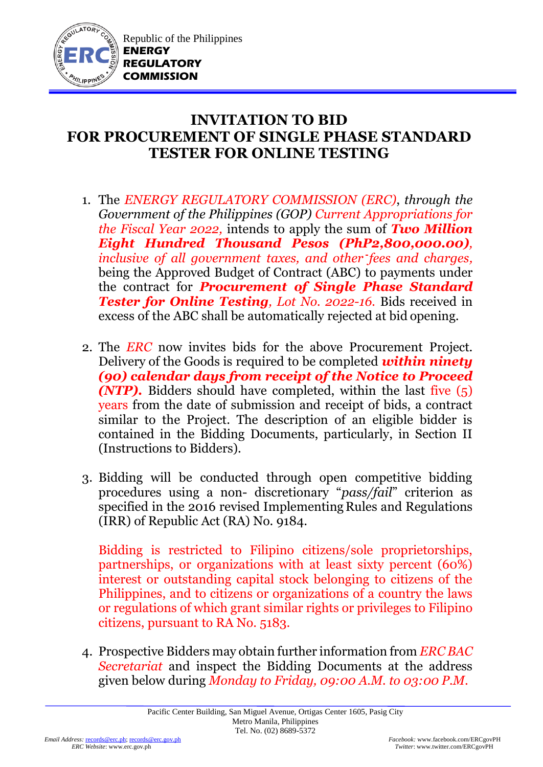Republic of the Philippines
**ENERGY REGULATORY COMMISSION**

# INVITATION TO BID FOR PROCUREMENT OF SINGLE PHASE STANDARD TESTER FOR ONLINE TESTING

1. The *ENERGY REGULATORY COMMISSION (ERC)*, *through the Government of the Philippines (GOP) Current Appropriations for the Fiscal Year 2022,* intends to apply the sum of ***Two Million Eight Hundred Thousand Pesos (PhP2,800,000.00)****, inclusive of all government taxes, and other fees and charges,* being the Approved Budget of Contract (ABC) to payments under the contract for ***Procurement of Single Phase Standard Tester for Online Testing****, Lot No. 2022-16.* Bids received in excess of the ABC shall be automatically rejected at bid opening.

2. The *ERC* now invites bids for the above Procurement Project. Delivery of the Goods is required to be completed ***within ninety (90) calendar days from receipt of the Notice to Proceed (NTP).*** Bidders should have completed, within the last five (5) years from the date of submission and receipt of bids, a contract similar to the Project. The description of an eligible bidder is contained in the Bidding Documents, particularly, in Section II (Instructions to Bidders).

3. Bidding will be conducted through open competitive bidding procedures using a non- discretionary "*pass/fail*" criterion as specified in the 2016 revised Implementing Rules and Regulations (IRR) of Republic Act (RA) No. 9184.

   Bidding is restricted to Filipino citizens/sole proprietorships, partnerships, or organizations with at least sixty percent (60%) interest or outstanding capital stock belonging to citizens of the Philippines, and to citizens or organizations of a country the laws or regulations of which grant similar rights or privileges to Filipino citizens, pursuant to RA No. 5183.

4. Prospective Bidders may obtain further information from *ERC BAC Secretariat* and inspect the Bidding Documents at the address given below during *Monday to Friday, 09:00 A.M. to 03:00 P.M.*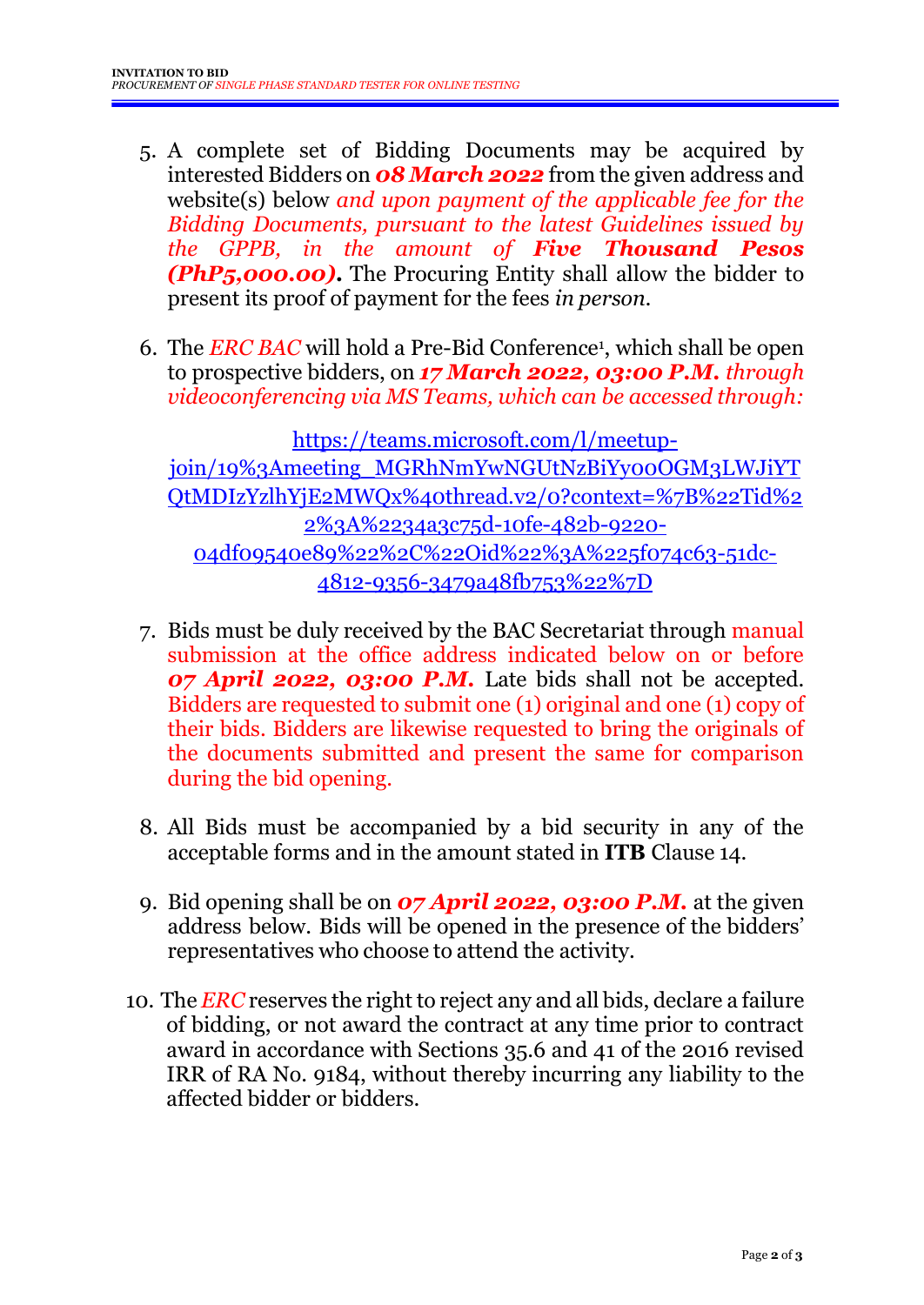5. A complete set of Bidding Documents may be acquired by interested Bidders on ***08 March 2022*** from the given address and website(s) below *and upon payment of the applicable fee for the Bidding Documents, pursuant to the latest Guidelines issued by the GPPB, in the amount of **Five Thousand Pesos (PhP5,000.00)***. The Procuring Entity shall allow the bidder to present its proof of payment for the fees *in person*.

6. The *ERC BAC* will hold a Pre-Bid Conference[1], which shall be open to prospective bidders, on ***17 March 2022, 03:00 P.M.*** *through videoconferencing via MS Teams, which can be accessed through:*

   https://teams.microsoft.com/l/meetup-join/19%3Ameeting_MGRhNmYwNGUtNzBiYy00OGM3LWJiYTQtMDIzYzlhYjE2MWQx%40thread.v2/0?context=%7B%22Tid%22%3A%2234a3c75d-10fe-482b-9220-04df09540e89%22%2C%22Oid%22%3A%225f074c63-51dc-4812-9356-3479a48fb753%22%7D

7. Bids must be duly received by the BAC Secretariat through manual submission at the office address indicated below on or before ***07 April 2022, 03:00 P.M.*** Late bids shall not be accepted. Bidders are requested to submit one (1) original and one (1) copy of their bids. Bidders are likewise requested to bring the originals of the documents submitted and present the same for comparison during the bid opening.

8. All Bids must be accompanied by a bid security in any of the acceptable forms and in the amount stated in **ITB** Clause 14.

9. Bid opening shall be on ***07 April 2022, 03:00 P.M.*** at the given address below. Bids will be opened in the presence of the bidders' representatives who choose to attend the activity.

10. The *ERC* reserves the right to reject any and all bids, declare a failure of bidding, or not award the contract at any time prior to contract award in accordance with Sections 35.6 and 41 of the 2016 revised IRR of RA No. 9184, without thereby incurring any liability to the affected bidder or bidders.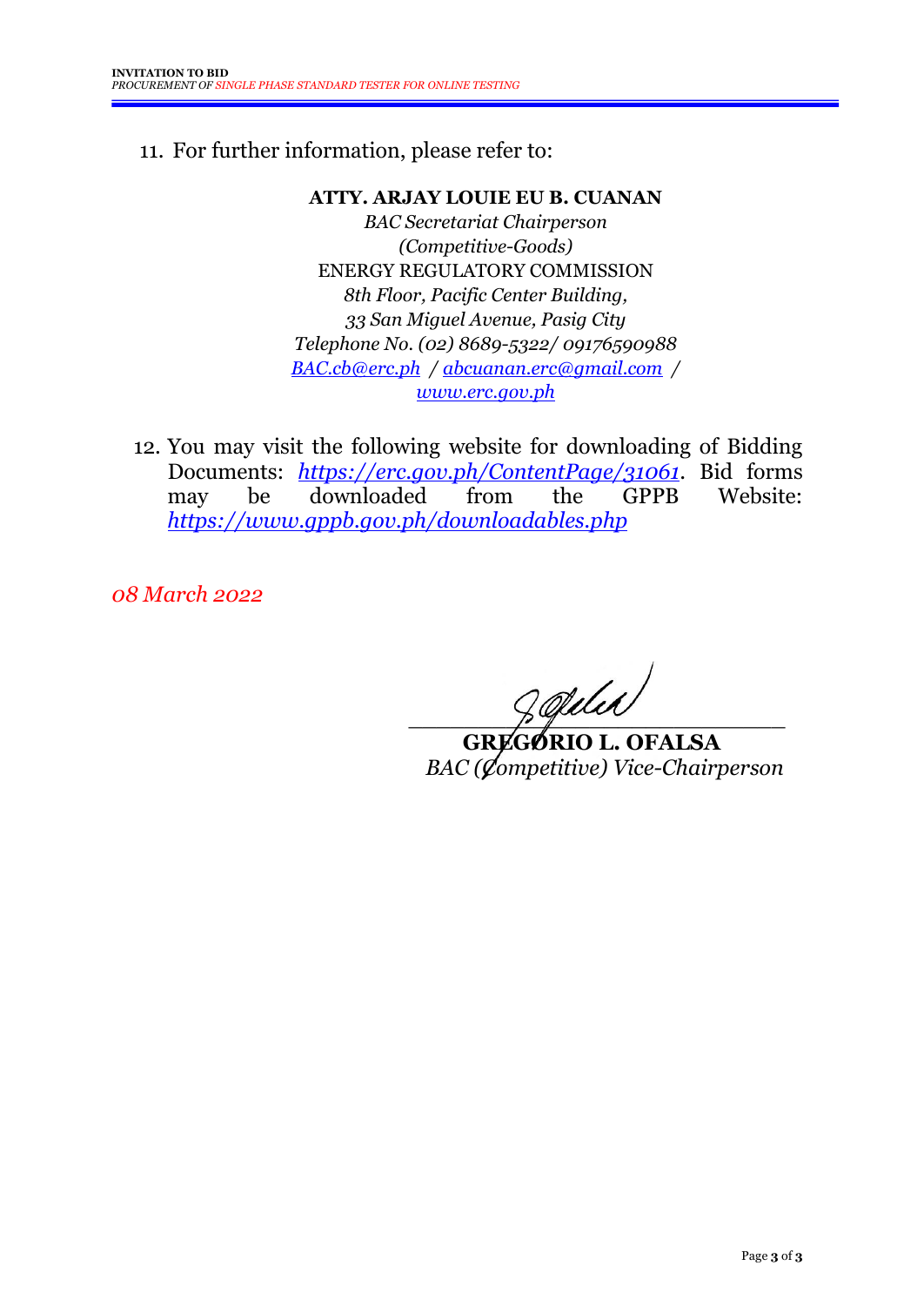11. For further information, please refer to:

**ATTY. ARJAY LOUIE EU B. CUANAN**
*BAC Secretariat Chairperson*
*(Competitive-Goods)*
ENERGY REGULATORY COMMISSION
*8th Floor, Pacific Center Building,*
*33 San Miguel Avenue, Pasig City*
*Telephone No. (02) 8689-5322/ 09176590988*
*BAC.cb@erc.ph* / *abcuanan.erc@gmail.com* /
*www.erc.gov.ph*

12. You may visit the following website for downloading of Bidding Documents: *https://erc.gov.ph/ContentPage/31061*. Bid forms may be downloaded from the GPPB Website: *https://www.gppb.gov.ph/downloadables.php*

*08 March 2022*

**GREGORIO L. OFALSA**
*BAC (Competitive) Vice-Chairperson*